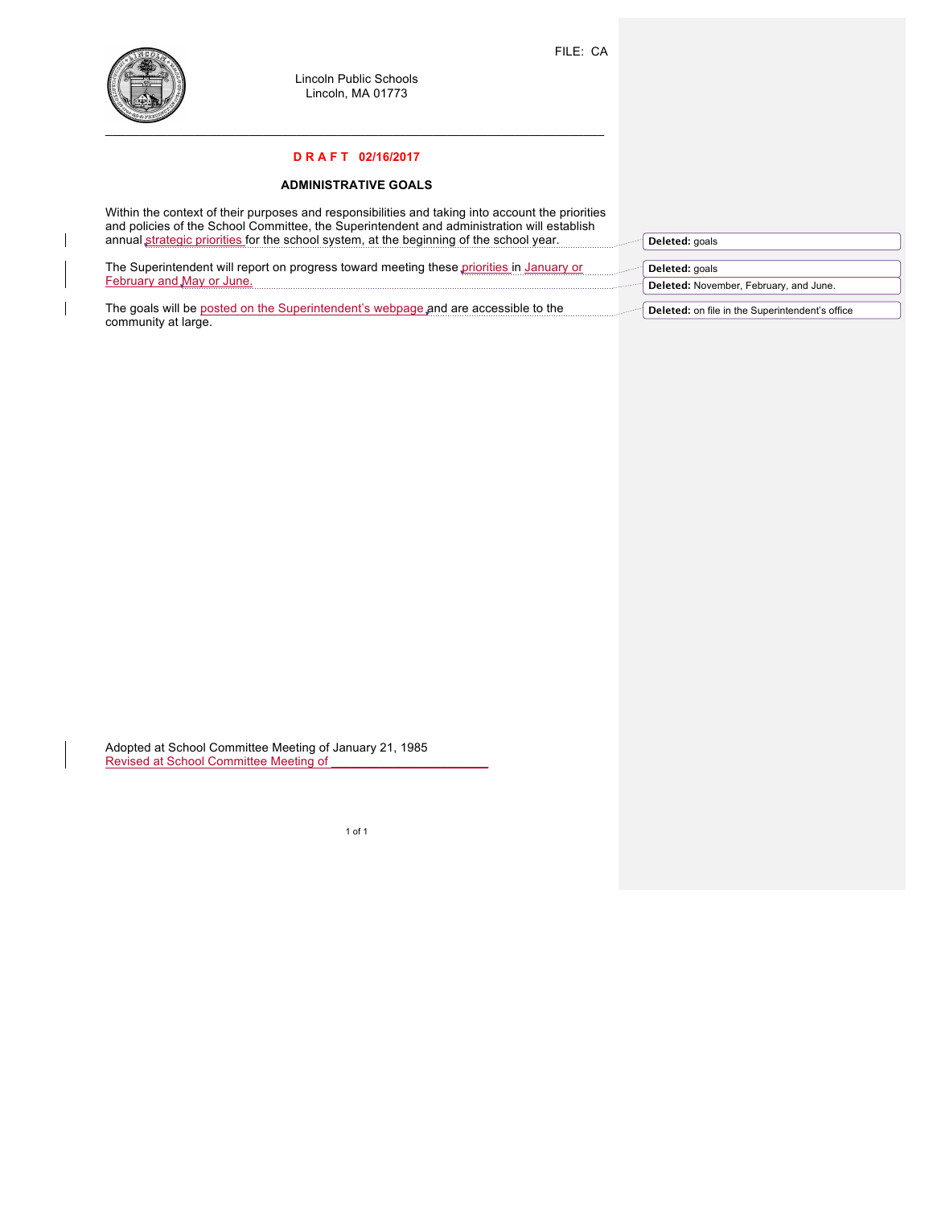FILE: CA

Lincoln Public Schools
Lincoln, MA 01773

**DRAFT 02/16/2017**

**ADMINISTRATIVE GOALS**

Within the context of their purposes and responsibilities and taking into account the priorities and policies of the School Committee, the Superintendent and administration will establish annual strategic priorities for the school system, at the beginning of the school year.

The Superintendent will report on progress toward meeting these priorities in January or February and May or June.

The goals will be posted on the Superintendent's webpage and are accessible to the community at large.

Adopted at School Committee Meeting of January 21, 1985
Revised at School Committee Meeting of ________________________

Deleted: goals

Deleted: goals

Deleted: November, February, and June.

Deleted: on file in the Superintendent's office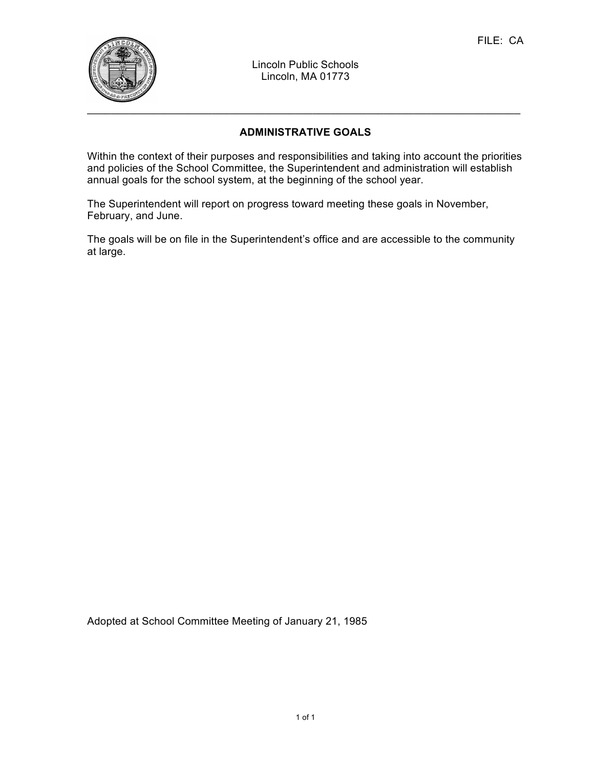FILE: CA

Lincoln Public Schools
Lincoln, MA 01773

## ADMINISTRATIVE GOALS

Within the context of their purposes and responsibilities and taking into account the priorities and policies of the School Committee, the Superintendent and administration will establish annual goals for the school system, at the beginning of the school year.

The Superintendent will report on progress toward meeting these goals in November, February, and June.

The goals will be on file in the Superintendent's office and are accessible to the community at large.

Adopted at School Committee Meeting of January 21, 1985